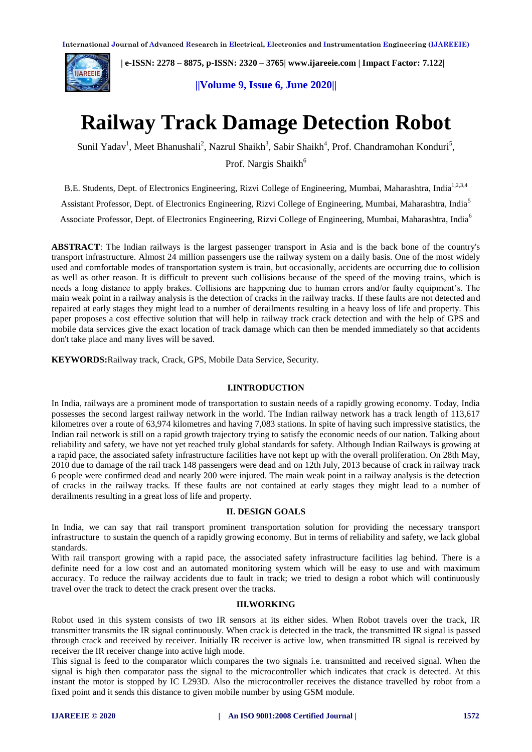# Railway Track Damage Detection Robot

Sunil Yadav[1], Meet Bhanushali[2], Nazrul Shaikh[3], Sabir Shaikh[4], Prof. Chandramohan Konduri[5], Prof. Nargis Shaikh[6]

B.E. Students, Dept. of Electronics Engineering, Rizvi College of Engineering, Mumbai, Maharashtra, India[1,2,3,4]

Assistant Professor, Dept. of Electronics Engineering, Rizvi College of Engineering, Mumbai, Maharashtra, India[5]

Associate Professor, Dept. of Electronics Engineering, Rizvi College of Engineering, Mumbai, Maharashtra, India[6]

**ABSTRACT**: The Indian railways is the largest passenger transport in Asia and is the back bone of the country's transport infrastructure. Almost 24 million passengers use the railway system on a daily basis. One of the most widely used and comfortable modes of transportation system is train, but occasionally, accidents are occurring due to collision as well as other reason. It is difficult to prevent such collisions because of the speed of the moving trains, which is needs a long distance to apply brakes. Collisions are happening due to human errors and/or faulty equipment's. The main weak point in a railway analysis is the detection of cracks in the railway tracks. If these faults are not detected and repaired at early stages they might lead to a number of derailments resulting in a heavy loss of life and property. This paper proposes a cost effective solution that will help in railway track crack detection and with the help of GPS and mobile data services give the exact location of track damage which can then be mended immediately so that accidents don't take place and many lives will be saved.

**KEYWORDS:** Railway track, Crack, GPS, Mobile Data Service, Security.

## I.INTRODUCTION

In India, railways are a prominent mode of transportation to sustain needs of a rapidly growing economy. Today, India possesses the second largest railway network in the world. The Indian railway network has a track length of 113,617 kilometres over a route of 63,974 kilometres and having 7,083 stations. In spite of having such impressive statistics, the Indian rail network is still on a rapid growth trajectory trying to satisfy the economic needs of our nation. Talking about reliability and safety, we have not yet reached truly global standards for safety. Although Indian Railways is growing at a rapid pace, the associated safety infrastructure facilities have not kept up with the overall proliferation. On 28th May, 2010 due to damage of the rail track 148 passengers were dead and on 12th July, 2013 because of crack in railway track 6 people were confirmed dead and nearly 200 were injured. The main weak point in a railway analysis is the detection of cracks in the railway tracks. If these faults are not contained at early stages they might lead to a number of derailments resulting in a great loss of life and property.

## II. DESIGN GOALS

In India, we can say that rail transport prominent transportation solution for providing the necessary transport infrastructure to sustain the quench of a rapidly growing economy. But in terms of reliability and safety, we lack global standards.

With rail transport growing with a rapid pace, the associated safety infrastructure facilities lag behind. There is a definite need for a low cost and an automated monitoring system which will be easy to use and with maximum accuracy. To reduce the railway accidents due to fault in track; we tried to design a robot which will continuously travel over the track to detect the crack present over the tracks.

## III.WORKING

Robot used in this system consists of two IR sensors at its either sides. When Robot travels over the track, IR transmitter transmits the IR signal continuously. When crack is detected in the track, the transmitted IR signal is passed through crack and received by receiver. Initially IR receiver is active low, when transmitted IR signal is received by receiver the IR receiver change into active high mode.

This signal is feed to the comparator which compares the two signals i.e. transmitted and received signal. When the signal is high then comparator pass the signal to the microcontroller which indicates that crack is detected. At this instant the motor is stopped by IC L293D. Also the microcontroller receives the distance travelled by robot from a fixed point and it sends this distance to given mobile number by using GSM module.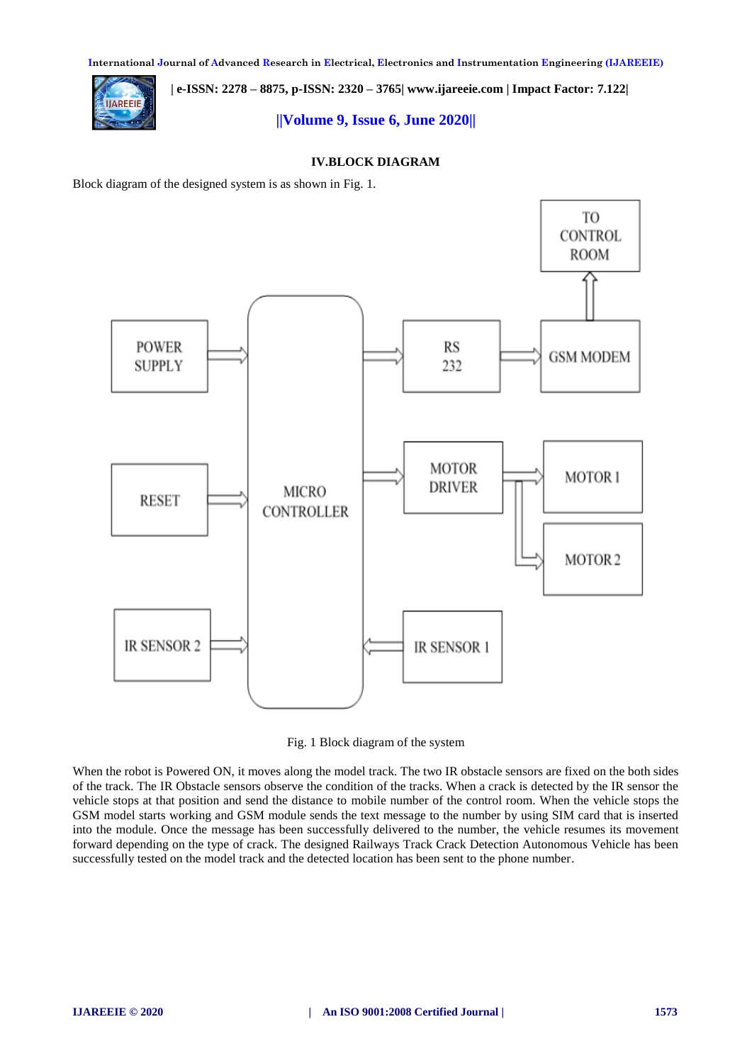## IV.BLOCK DIAGRAM

Block diagram of the designed system is as shown in Fig. 1.

Fig. 1 Block diagram of the system

When the robot is Powered ON, it moves along the model track. The two IR obstacle sensors are fixed on the both sides of the track. The IR Obstacle sensors observe the condition of the tracks. When a crack is detected by the IR sensor the vehicle stops at that position and send the distance to mobile number of the control room. When the vehicle stops the GSM model starts working and GSM module sends the text message to the number by using SIM card that is inserted into the module. Once the message has been successfully delivered to the number, the vehicle resumes its movement forward depending on the type of crack. The designed Railways Track Crack Detection Autonomous Vehicle has been successfully tested on the model track and the detected location has been sent to the phone number.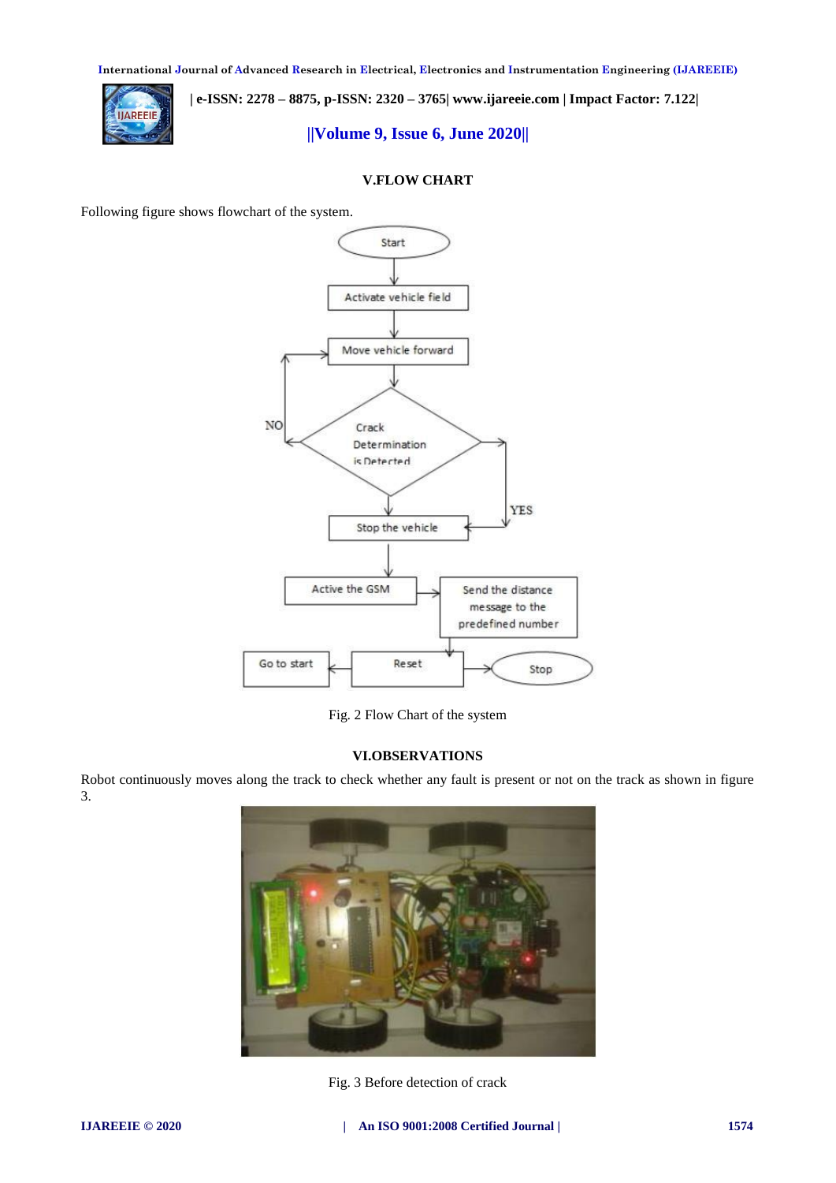## V.FLOW CHART

Following figure shows flowchart of the system.

Fig. 2 Flow Chart of the system

## VI.OBSERVATIONS

Robot continuously moves along the track to check whether any fault is present or not on the track as shown in figure 3.

Fig. 3 Before detection of crack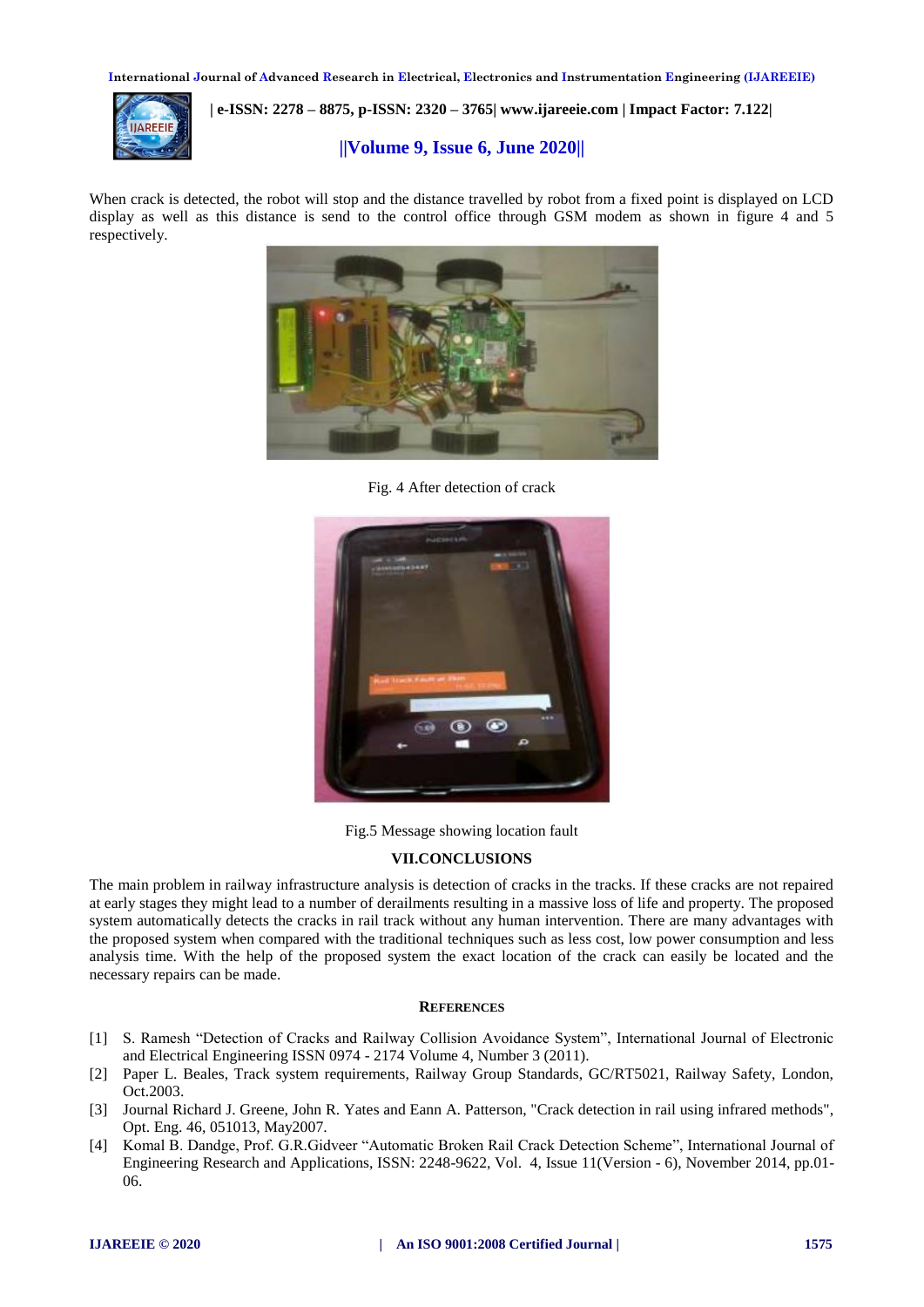When crack is detected, the robot will stop and the distance travelled by robot from a fixed point is displayed on LCD display as well as this distance is send to the control office through GSM modem as shown in figure 4 and 5 respectively.

Fig. 4 After detection of crack

Fig.5 Message showing location fault

## VII.CONCLUSIONS

The main problem in railway infrastructure analysis is detection of cracks in the tracks. If these cracks are not repaired at early stages they might lead to a number of derailments resulting in a massive loss of life and property. The proposed system automatically detects the cracks in rail track without any human intervention. There are many advantages with the proposed system when compared with the traditional techniques such as less cost, low power consumption and less analysis time. With the help of the proposed system the exact location of the crack can easily be located and the necessary repairs can be made.

## REFERENCES

[1] S. Ramesh "Detection of Cracks and Railway Collision Avoidance System", International Journal of Electronic and Electrical Engineering ISSN 0974 - 2174 Volume 4, Number 3 (2011).

[2] Paper L. Beales, Track system requirements, Railway Group Standards, GC/RT5021, Railway Safety, London, Oct.2003.

[3] Journal Richard J. Greene, John R. Yates and Eann A. Patterson, "Crack detection in rail using infrared methods", Opt. Eng. 46, 051013, May2007.

[4] Komal B. Dandge, Prof. G.R.Gidveer "Automatic Broken Rail Crack Detection Scheme", International Journal of Engineering Research and Applications, ISSN: 2248-9622, Vol. 4, Issue 11(Version - 6), November 2014, pp.01-06.